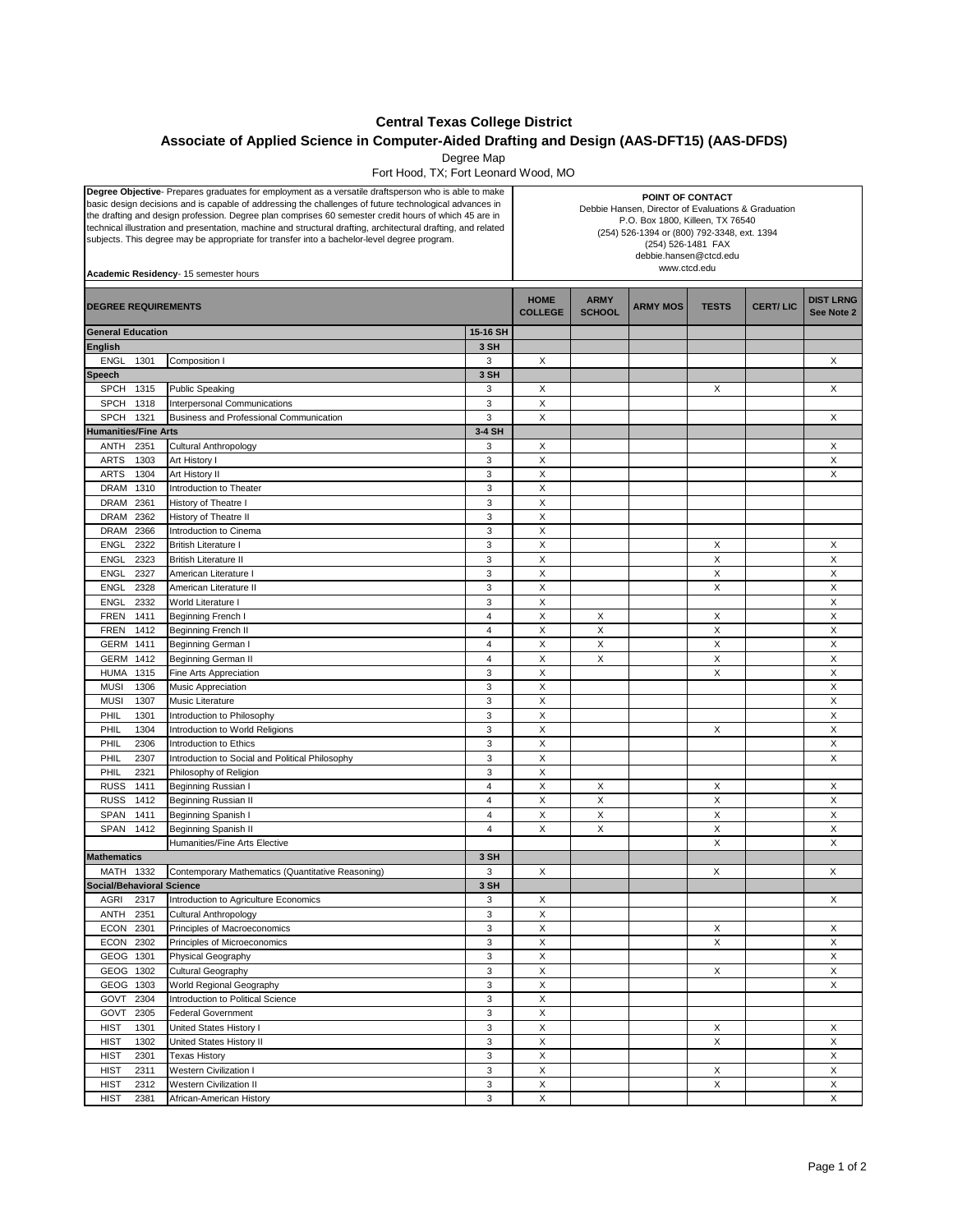## Central Texas College District

## Associate of Applied Science in Computer-Aided Drafting and Design (AAS-DFT15) (AAS-DFDS)

Degree Map

Fort Hood, TX; Fort Leonard Wood, MO

**Degree Objective**- Prepares graduates for employment as a versatile draftsperson who is able to make basic design decisions and is capable of addressing the challenges of future technological advances in the drafting and design profession. Degree plan comprises 60 semester credit hours of which 45 are in technical illustration and presentation, machine and structural drafting, architectural drafting, and related subjects. This degree may be appropriate for transfer into a bachelor-level degree program.

**Academic Residency**- 15 semester hours

**POINT OF CONTACT**
Debbie Hansen, Director of Evaluations & Graduation
P.O. Box 1800, Killeen, TX 76540
(254) 526-1394 or (800) 792-3348, ext. 1394
(254) 526-1481 FAX
debbie.hansen@ctcd.edu
www.ctcd.edu

| DEGREE REQUIREMENTS | | | HOME COLLEGE | ARMY SCHOOL | ARMY MOS | TESTS | CERT/ LIC | DIST LRNG See Note 2 |
|---|---|---|---|---|---|---|---|---|
| **General Education** | | 15-16 SH | | | | | | |
| **English** | | 3 SH | | | | | | |
| ENGL 1301 | Composition I | 3 | X | | | | | X |
| **Speech** | | 3 SH | | | | | | |
| SPCH 1315 | Public Speaking | 3 | X | | | X | | X |
| SPCH 1318 | Interpersonal Communications | 3 | X | | | | | |
| SPCH 1321 | Business and Professional Communication | 3 | X | | | | | X |
| **Humanities/Fine Arts** | | 3-4 SH | | | | | | |
| ANTH 2351 | Cultural Anthropology | 3 | X | | | | | X |
| ARTS 1303 | Art History I | 3 | X | | | | | X |
| ARTS 1304 | Art History II | 3 | X | | | | | X |
| DRAM 1310 | Introduction to Theater | 3 | X | | | | | |
| DRAM 2361 | History of Theatre I | 3 | X | | | | | |
| DRAM 2362 | History of Theatre II | 3 | X | | | | | |
| DRAM 2366 | Introduction to Cinema | 3 | X | | | | | |
| ENGL 2322 | British Literature I | 3 | X | | | X | | X |
| ENGL 2323 | British Literature II | 3 | X | | | X | | X |
| ENGL 2327 | American Literature I | 3 | X | | | X | | X |
| ENGL 2328 | American Literature II | 3 | X | | | X | | X |
| ENGL 2332 | World Literature I | 3 | X | | | | | X |
| FREN 1411 | Beginning French I | 4 | X | X | | X | | X |
| FREN 1412 | Beginning French II | 4 | X | X | | X | | X |
| GERM 1411 | Beginning German I | 4 | X | X | | X | | X |
| GERM 1412 | Beginning German II | 4 | X | X | | X | | X |
| HUMA 1315 | Fine Arts Appreciation | 3 | X | | | X | | X |
| MUSI 1306 | Music Appreciation | 3 | X | | | | | X |
| MUSI 1307 | Music Literature | 3 | X | | | | | X |
| PHIL 1301 | Introduction to Philosophy | 3 | X | | | | | X |
| PHIL 1304 | Introduction to World Religions | 3 | X | | | X | | X |
| PHIL 2306 | Introduction to Ethics | 3 | X | | | | | X |
| PHIL 2307 | Introduction to Social and Political Philosophy | 3 | X | | | | | X |
| PHIL 2321 | Philosophy of Religion | 3 | X | | | | | |
| RUSS 1411 | Beginning Russian I | 4 | X | X | | X | | X |
| RUSS 1412 | Beginning Russian II | 4 | X | X | | X | | X |
| SPAN 1411 | Beginning Spanish I | 4 | X | X | | X | | X |
| SPAN 1412 | Beginning Spanish II | 4 | X | X | | X | | X |
| | Humanities/Fine Arts Elective | | | | | X | | X |
| **Mathematics** | | 3 SH | | | | | | |
| MATH 1332 | Contemporary Mathematics (Quantitative Reasoning) | 3 | X | | | X | | X |
| **Social/Behavioral Science** | | 3 SH | | | | | | |
| AGRI 2317 | Introduction to Agriculture Economics | 3 | X | | | | | X |
| ANTH 2351 | Cultural Anthropology | 3 | X | | | | | |
| ECON 2301 | Principles of Macroeconomics | 3 | X | | | X | | X |
| ECON 2302 | Principles of Microeconomics | 3 | X | | | X | | X |
| GEOG 1301 | Physical Geography | 3 | X | | | | | X |
| GEOG 1302 | Cultural Geography | 3 | X | | | X | | X |
| GEOG 1303 | World Regional Geography | 3 | X | | | | | X |
| GOVT 2304 | Introduction to Political Science | 3 | X | | | | | |
| GOVT 2305 | Federal Government | 3 | X | | | | | |
| HIST 1301 | United States History I | 3 | X | | | X | | X |
| HIST 1302 | United States History II | 3 | X | | | X | | X |
| HIST 2301 | Texas History | 3 | X | | | | | X |
| HIST 2311 | Western Civilization I | 3 | X | | | X | | X |
| HIST 2312 | Western Civilization II | 3 | X | | | X | | X |
| HIST 2381 | African-American History | 3 | X | | | | | X |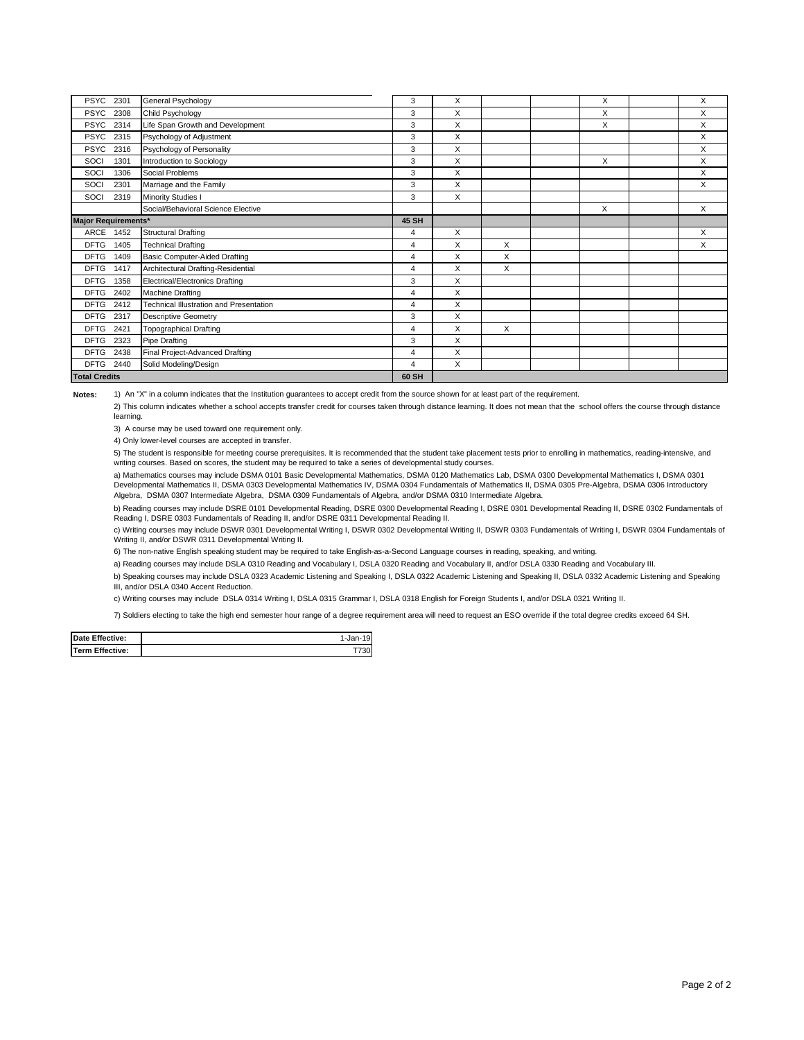| | | | | | | | | |
|---|---|---|---|---|---|---|---|---|
| PSYC 2301 | General Psychology | 3 | X | | | X | | X |
| PSYC 2308 | Child Psychology | 3 | X | | | X | | X |
| PSYC 2314 | Life Span Growth and Development | 3 | X | | | X | | X |
| PSYC 2315 | Psychology of Adjustment | 3 | X | | | | | X |
| PSYC 2316 | Psychology of Personality | 3 | X | | | | | X |
| SOCI 1301 | Introduction to Sociology | 3 | X | | | X | | X |
| SOCI 1306 | Social Problems | 3 | X | | | | | X |
| SOCI 2301 | Marriage and the Family | 3 | X | | | | | X |
| SOCI 2319 | Minority Studies I | 3 | X | | | | | |
| | Social/Behavioral Science Elective | | | | | X | | X |
| **Major Requirements*** | | **45 SH** | | | | | | |
| ARCE 1452 | Structural Drafting | 4 | X | | | | | X |
| DFTG 1405 | Technical Drafting | 4 | X | X | | | | X |
| DFTG 1409 | Basic Computer-Aided Drafting | 4 | X | X | | | | |
| DFTG 1417 | Architectural Drafting-Residential | 4 | X | X | | | | |
| DFTG 1358 | Electrical/Electronics Drafting | 3 | X | | | | | |
| DFTG 2402 | Machine Drafting | 4 | X | | | | | |
| DFTG 2412 | Technical Illustration and Presentation | 4 | X | | | | | |
| DFTG 2317 | Descriptive Geometry | 3 | X | | | | | |
| DFTG 2421 | Topographical Drafting | 4 | X | X | | | | |
| DFTG 2323 | Pipe Drafting | 3 | X | | | | | |
| DFTG 2438 | Final Project-Advanced Drafting | 4 | X | | | | | |
| DFTG 2440 | Solid Modeling/Design | 4 | X | | | | | |
| **Total Credits** | | **60 SH** | | | | | | |

**Notes:**

1) An "X" in a column indicates that the Institution guarantees to accept credit from the source shown for at least part of the requirement.

2) This column indicates whether a school accepts transfer credit for courses taken through distance learning. It does not mean that the school offers the course through distance learning.

3) A course may be used toward one requirement only.

4) Only lower-level courses are accepted in transfer.

5) The student is responsible for meeting course prerequisites. It is recommended that the student take placement tests prior to enrolling in mathematics, reading-intensive, and writing courses. Based on scores, the student may be required to take a series of developmental study courses.

a) Mathematics courses may include DSMA 0101 Basic Developmental Mathematics, DSMA 0120 Mathematics Lab, DSMA 0300 Developmental Mathematics I, DSMA 0301 Developmental Mathematics II, DSMA 0303 Developmental Mathematics IV, DSMA 0304 Fundamentals of Mathematics II, DSMA 0305 Pre-Algebra, DSMA 0306 Introductory Algebra, DSMA 0307 Intermediate Algebra, DSMA 0309 Fundamentals of Algebra, and/or DSMA 0310 Intermediate Algebra.

b) Reading courses may include DSRE 0101 Developmental Reading, DSRE 0300 Developmental Reading I, DSRE 0301 Developmental Reading II, DSRE 0302 Fundamentals of Reading I, DSRE 0303 Fundamentals of Reading II, and/or DSRE 0311 Developmental Reading II.

c) Writing courses may include DSWR 0301 Developmental Writing I, DSWR 0302 Developmental Writing II, DSWR 0303 Fundamentals of Writing I, DSWR 0304 Fundamentals of Writing II, and/or DSWR 0311 Developmental Writing II.

6) The non-native English speaking student may be required to take English-as-a-Second Language courses in reading, speaking, and writing.

a) Reading courses may include DSLA 0310 Reading and Vocabulary I, DSLA 0320 Reading and Vocabulary II, and/or DSLA 0330 Reading and Vocabulary III.

b) Speaking courses may include DSLA 0323 Academic Listening and Speaking I, DSLA 0322 Academic Listening and Speaking II, DSLA 0332 Academic Listening and Speaking III, and/or DSLA 0340 Accent Reduction.

c) Writing courses may include DSLA 0314 Writing I, DSLA 0315 Grammar I, DSLA 0318 English for Foreign Students I, and/or DSLA 0321 Writing II.

7) Soldiers electing to take the high end semester hour range of a degree requirement area will need to request an ESO override if the total degree credits exceed 64 SH.

| | |
|---|---|
| **Date Effective:** | 1-Jan-19 |
| **Term Effective:** | T730 |